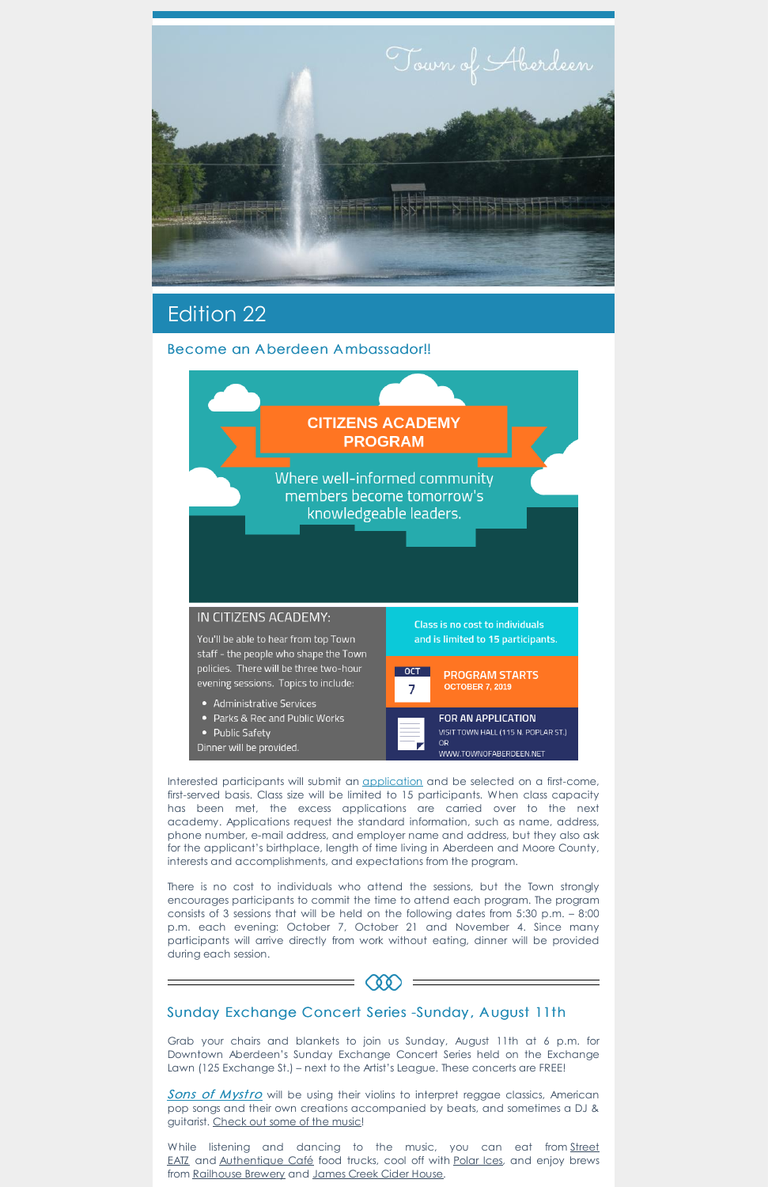Town of Aberdeen

# Edition 22

## Become an Aberdeen Ambassador!!

**CITIZENS ACADEMY PROGRAM**

Where well-informed community members become tomorrow's knowledgeable leaders.

**IN CITIZENS ACADEMY:**

You'll be able to hear from top Town staff - the people who shape the Town policies. There will be three two-hour evening sessions. Topics to include:

- Administrative Services
- Parks & Rec and Public Works
- Public Safety

Dinner will be provided.

Class is no cost to individuals and is limited to 15 participants.

OCT 7 — **PROGRAM STARTS** OCTOBER 7, 2019

**FOR AN APPLICATION** VISIT TOWN HALL (115 N. POPLAR ST.) OR WWW.TOWNOFABERDEEN.NET

Interested participants will submit an application and be selected on a first-come, first-served basis. Class size will be limited to 15 participants. When class capacity has been met, the excess applications are carried over to the next academy. Applications request the standard information, such as name, address, phone number, e-mail address, and employer name and address, but they also ask for the applicant's birthplace, length of time living in Aberdeen and Moore County, interests and accomplishments, and expectations from the program.

There is no cost to individuals who attend the sessions, but the Town strongly encourages participants to commit the time to attend each program. The program consists of 3 sessions that will be held on the following dates from 5:30 p.m. – 8:00 p.m. each evening: October 7, October 21 and November 4. Since many participants will arrive directly from work without eating, dinner will be provided during each session.

## Sunday Exchange Concert Series -Sunday, August 11th

Grab your chairs and blankets to join us Sunday, August 11th at 6 p.m. for Downtown Aberdeen's Sunday Exchange Concert Series held on the Exchange Lawn (125 Exchange St.) – next to the Artist's League. These concerts are FREE!

*Sons of Mystro* will be using their violins to interpret reggae classics, American pop songs and their own creations accompanied by beats, and sometimes a DJ & guitarist. Check out some of the music!

While listening and dancing to the music, you can eat from Street EATZ and Authentique Café food trucks, cool off with Polar Ices, and enjoy brews from Railhouse Brewery and James Creek Cider House.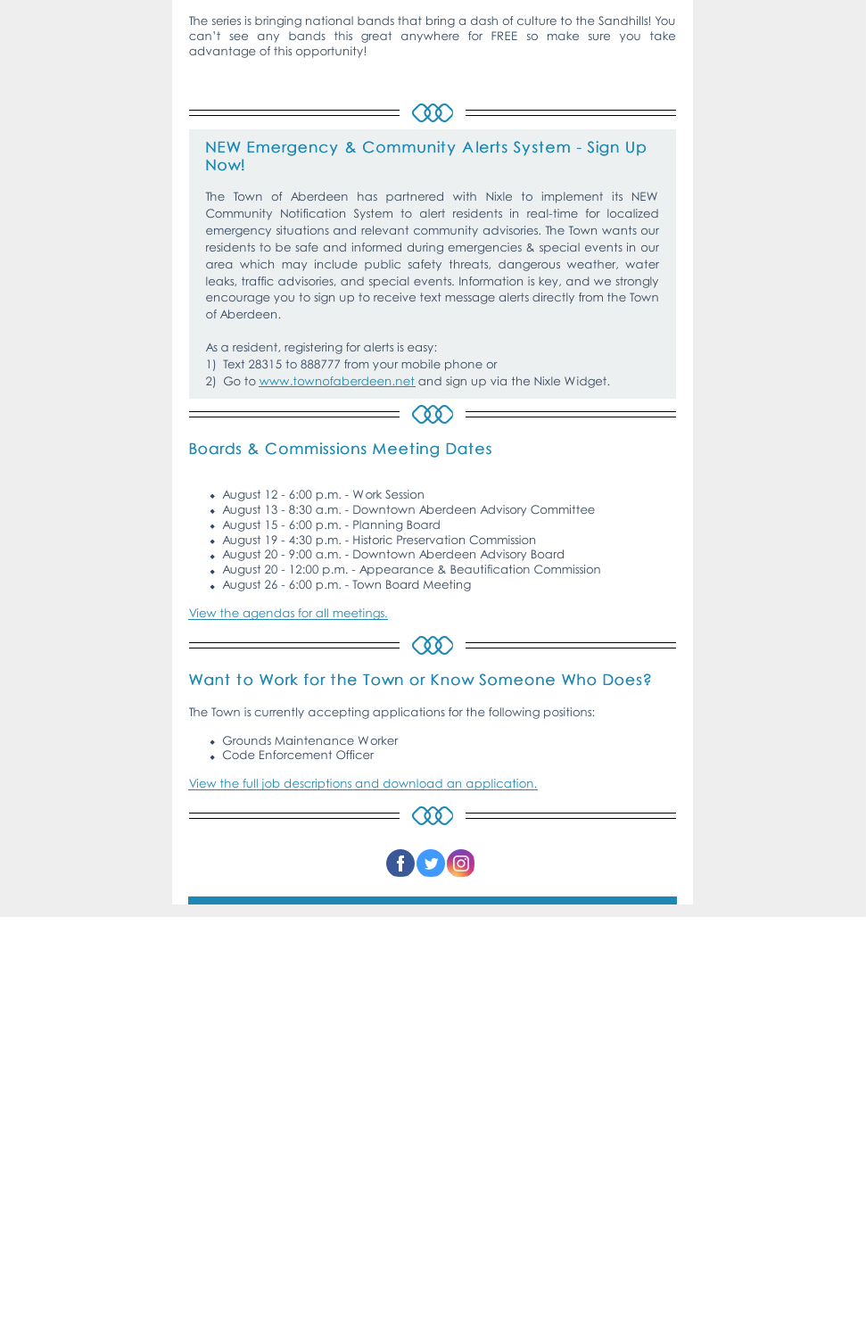The series is bringing national bands that bring a dash of culture to the Sandhills! You can't see any bands this great anywhere for FREE so make sure you take advantage of this opportunity!

## NEW Emergency & Community Alerts System - Sign Up Now!

The Town of Aberdeen has partnered with Nixle to implement its NEW Community Notification System to alert residents in real-time for localized emergency situations and relevant community advisories. The Town wants our residents to be safe and informed during emergencies & special events in our area which may include public safety threats, dangerous weather, water leaks, traffic advisories, and special events. Information is key, and we strongly encourage you to sign up to receive text message alerts directly from the Town of Aberdeen.

As a resident, registering for alerts is easy:
1) Text 28315 to 888777 from your mobile phone or
2) Go to [www.townofaberdeen.net](www.townofaberdeen.net) and sign up via the Nixle Widget.

## Boards & Commissions Meeting Dates

- August 12 - 6:00 p.m. - Work Session
- August 13 - 8:30 a.m. - Downtown Aberdeen Advisory Committee
- August 15 - 6:00 p.m. - Planning Board
- August 19 - 4:30 p.m. - Historic Preservation Commission
- August 20 - 9:00 a.m. - Downtown Aberdeen Advisory Board
- August 20 - 12:00 p.m. - Appearance & Beautification Commission
- August 26 - 6:00 p.m. - Town Board Meeting

View the agendas for all meetings.

## Want to Work for the Town or Know Someone Who Does?

The Town is currently accepting applications for the following positions:

- Grounds Maintenance Worker
- Code Enforcement Officer

View the full job descriptions and download an application.